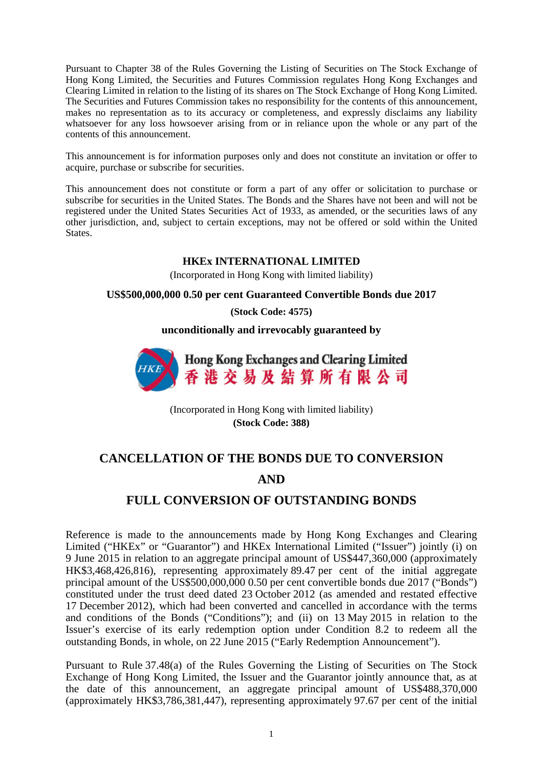Pursuant to Chapter 38 of the Rules Governing the Listing of Securities on The Stock Exchange of Hong Kong Limited, the Securities and Futures Commission regulates Hong Kong Exchanges and Clearing Limited in relation to the listing of its shares on The Stock Exchange of Hong Kong Limited. The Securities and Futures Commission takes no responsibility for the contents of this announcement, makes no representation as to its accuracy or completeness, and expressly disclaims any liability whatsoever for any loss howsoever arising from or in reliance upon the whole or any part of the contents of this announcement.

This announcement is for information purposes only and does not constitute an invitation or offer to acquire, purchase or subscribe for securities.

This announcement does not constitute or form a part of any offer or solicitation to purchase or subscribe for securities in the United States. The Bonds and the Shares have not been and will not be registered under the United States Securities Act of 1933, as amended, or the securities laws of any other jurisdiction, and, subject to certain exceptions, may not be offered or sold within the United States.

**HKEx INTERNATIONAL LIMITED**

(Incorporated in Hong Kong with limited liability)

**US$500,000,000 0.50 per cent Guaranteed Convertible Bonds due 2017**

**(Stock Code: 4575)**

**unconditionally and irrevocably guaranteed by**

**Hong Kong Exchanges and Clearing Limited**
**香港交易及結算所有限公司**

(Incorporated in Hong Kong with limited liability)

**(Stock Code: 388)**

# CANCELLATION OF THE BONDS DUE TO CONVERSION AND FULL CONVERSION OF OUTSTANDING BONDS

Reference is made to the announcements made by Hong Kong Exchanges and Clearing Limited ("HKEx" or "Guarantor") and HKEx International Limited ("Issuer") jointly (i) on 9 June 2015 in relation to an aggregate principal amount of US$447,360,000 (approximately HK$3,468,426,816), representing approximately 89.47 per cent of the initial aggregate principal amount of the US$500,000,000 0.50 per cent convertible bonds due 2017 ("Bonds") constituted under the trust deed dated 23 October 2012 (as amended and restated effective 17 December 2012), which had been converted and cancelled in accordance with the terms and conditions of the Bonds ("Conditions"); and (ii) on 13 May 2015 in relation to the Issuer's exercise of its early redemption option under Condition 8.2 to redeem all the outstanding Bonds, in whole, on 22 June 2015 ("Early Redemption Announcement").

Pursuant to Rule 37.48(a) of the Rules Governing the Listing of Securities on The Stock Exchange of Hong Kong Limited, the Issuer and the Guarantor jointly announce that, as at the date of this announcement, an aggregate principal amount of US$488,370,000 (approximately HK$3,786,381,447), representing approximately 97.67 per cent of the initial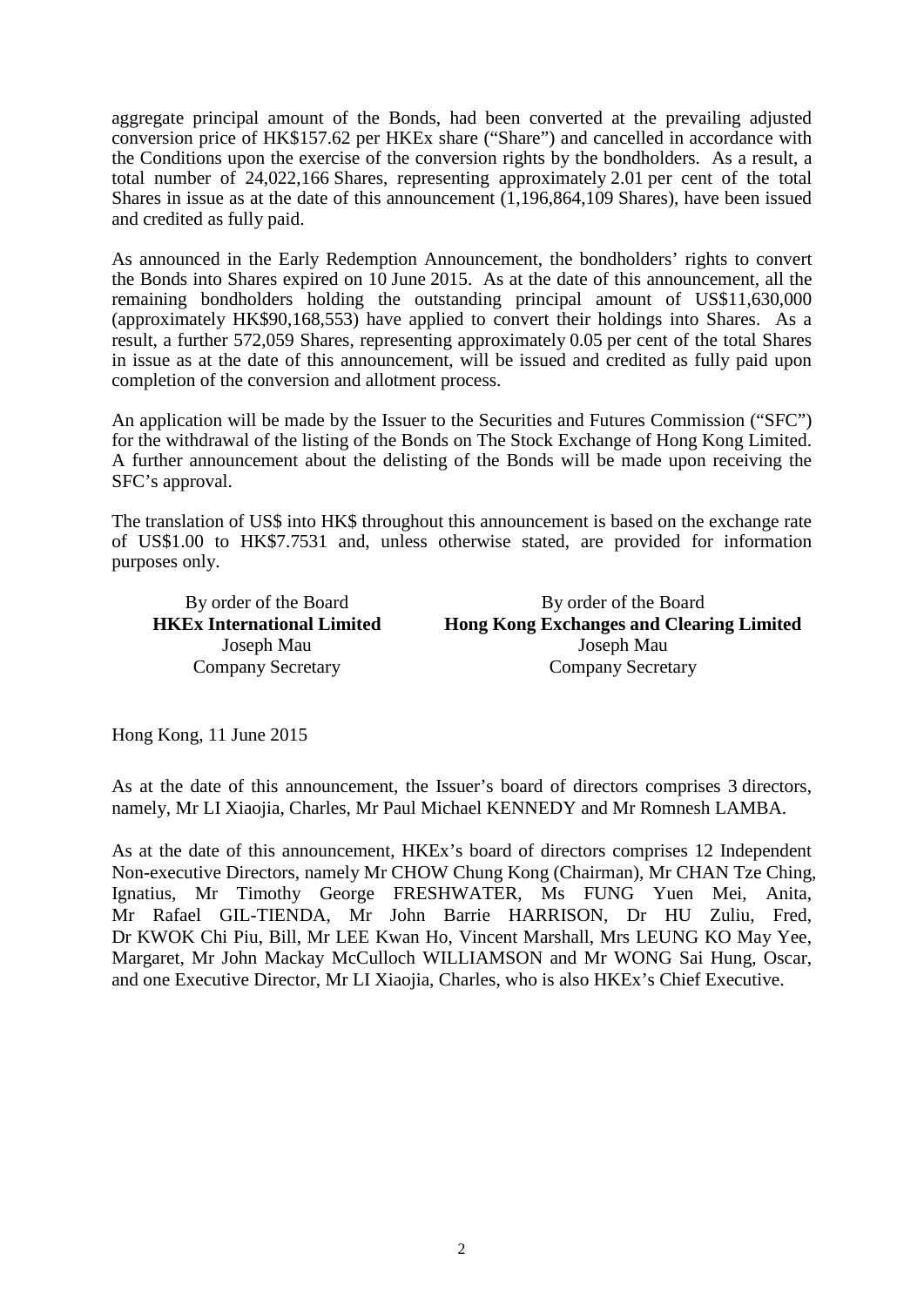aggregate principal amount of the Bonds, had been converted at the prevailing adjusted conversion price of HK$157.62 per HKEx share ("Share") and cancelled in accordance with the Conditions upon the exercise of the conversion rights by the bondholders. As a result, a total number of 24,022,166 Shares, representing approximately 2.01 per cent of the total Shares in issue as at the date of this announcement (1,196,864,109 Shares), have been issued and credited as fully paid.

As announced in the Early Redemption Announcement, the bondholders' rights to convert the Bonds into Shares expired on 10 June 2015. As at the date of this announcement, all the remaining bondholders holding the outstanding principal amount of US$11,630,000 (approximately HK$90,168,553) have applied to convert their holdings into Shares. As a result, a further 572,059 Shares, representing approximately 0.05 per cent of the total Shares in issue as at the date of this announcement, will be issued and credited as fully paid upon completion of the conversion and allotment process.

An application will be made by the Issuer to the Securities and Futures Commission ("SFC") for the withdrawal of the listing of the Bonds on The Stock Exchange of Hong Kong Limited. A further announcement about the delisting of the Bonds will be made upon receiving the SFC's approval.

The translation of US$ into HK$ throughout this announcement is based on the exchange rate of US$1.00 to HK$7.7531 and, unless otherwise stated, are provided for information purposes only.

By order of the Board
**HKEx International Limited**
Joseph Mau
Company Secretary

By order of the Board
**Hong Kong Exchanges and Clearing Limited**
Joseph Mau
Company Secretary

Hong Kong, 11 June 2015

As at the date of this announcement, the Issuer's board of directors comprises 3 directors, namely, Mr LI Xiaojia, Charles, Mr Paul Michael KENNEDY and Mr Romnesh LAMBA.

As at the date of this announcement, HKEx's board of directors comprises 12 Independent Non-executive Directors, namely Mr CHOW Chung Kong (Chairman), Mr CHAN Tze Ching, Ignatius, Mr Timothy George FRESHWATER, Ms FUNG Yuen Mei, Anita, Mr Rafael GIL-TIENDA, Mr John Barrie HARRISON, Dr HU Zuliu, Fred, Dr KWOK Chi Piu, Bill, Mr LEE Kwan Ho, Vincent Marshall, Mrs LEUNG KO May Yee, Margaret, Mr John Mackay McCulloch WILLIAMSON and Mr WONG Sai Hung, Oscar, and one Executive Director, Mr LI Xiaojia, Charles, who is also HKEx's Chief Executive.